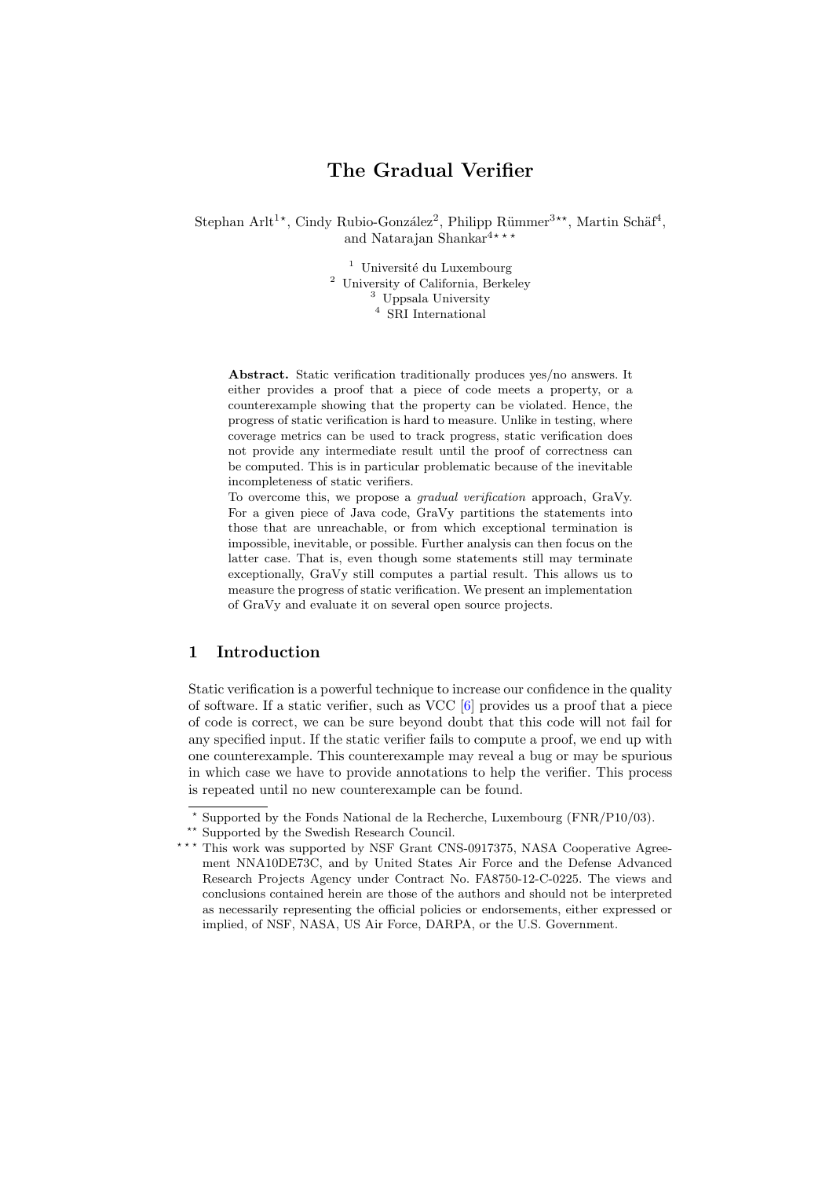# The Gradual Verifier

Stephan Arlt[1*], Cindy Rubio-González[2], Philipp Rümmer[3**], Martin Schäf[4], and Natarajan Shankar[4***]

[1] Université du Luxembourg
[2] University of California, Berkeley
[3] Uppsala University
[4] SRI International

**Abstract.** Static verification traditionally produces yes/no answers. It either provides a proof that a piece of code meets a property, or a counterexample showing that the property can be violated. Hence, the progress of static verification is hard to measure. Unlike in testing, where coverage metrics can be used to track progress, static verification does not provide any intermediate result until the proof of correctness can be computed. This is in particular problematic because of the inevitable incompleteness of static verifiers.

To overcome this, we propose a *gradual verification* approach, GraVy. For a given piece of Java code, GraVy partitions the statements into those that are unreachable, or from which exceptional termination is impossible, inevitable, or possible. Further analysis can then focus on the latter case. That is, even though some statements still may terminate exceptionally, GraVy still computes a partial result. This allows us to measure the progress of static verification. We present an implementation of GraVy and evaluate it on several open source projects.

## 1 Introduction

Static verification is a powerful technique to increase our confidence in the quality of software. If a static verifier, such as VCC [6] provides us a proof that a piece of code is correct, we can be sure beyond doubt that this code will not fail for any specified input. If the static verifier fails to compute a proof, we end up with one counterexample. This counterexample may reveal a bug or may be spurious in which case we have to provide annotations to help the verifier. This process is repeated until no new counterexample can be found.

---

\* Supported by the Fonds National de la Recherche, Luxembourg (FNR/P10/03).

\** Supported by the Swedish Research Council.

\*** This work was supported by NSF Grant CNS-0917375, NASA Cooperative Agreement NNA10DE73C, and by United States Air Force and the Defense Advanced Research Projects Agency under Contract No. FA8750-12-C-0225. The views and conclusions contained herein are those of the authors and should not be interpreted as necessarily representing the official policies or endorsements, either expressed or implied, of NSF, NASA, US Air Force, DARPA, or the U.S. Government.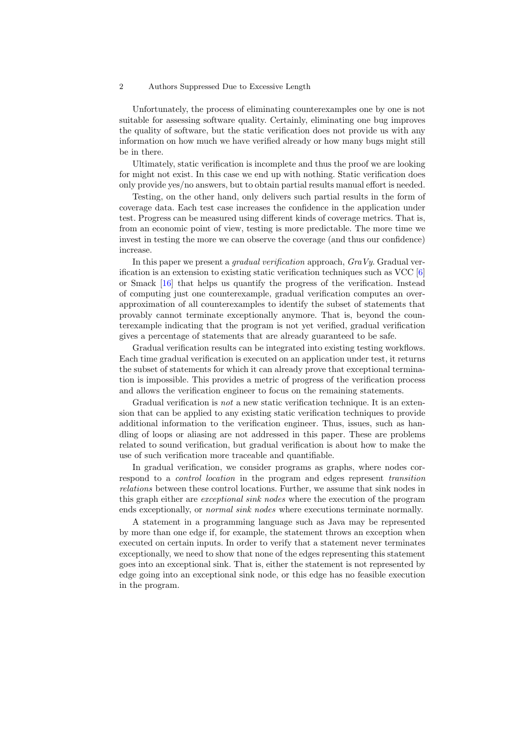Unfortunately, the process of eliminating counterexamples one by one is not suitable for assessing software quality. Certainly, eliminating one bug improves the quality of software, but the static verification does not provide us with any information on how much we have verified already or how many bugs might still be in there.

Ultimately, static verification is incomplete and thus the proof we are looking for might not exist. In this case we end up with nothing. Static verification does only provide yes/no answers, but to obtain partial results manual effort is needed.

Testing, on the other hand, only delivers such partial results in the form of coverage data. Each test case increases the confidence in the application under test. Progress can be measured using different kinds of coverage metrics. That is, from an economic point of view, testing is more predictable. The more time we invest in testing the more we can observe the coverage (and thus our confidence) increase.

In this paper we present a *gradual verification* approach, *GraVy*. Gradual verification is an extension to existing static verification techniques such as VCC [6] or Smack [16] that helps us quantify the progress of the verification. Instead of computing just one counterexample, gradual verification computes an over-approximation of all counterexamples to identify the subset of statements that provably cannot terminate exceptionally anymore. That is, beyond the counterexample indicating that the program is not yet verified, gradual verification gives a percentage of statements that are already guaranteed to be safe.

Gradual verification results can be integrated into existing testing workflows. Each time gradual verification is executed on an application under test, it returns the subset of statements for which it can already prove that exceptional termination is impossible. This provides a metric of progress of the verification process and allows the verification engineer to focus on the remaining statements.

Gradual verification is *not* a new static verification technique. It is an extension that can be applied to any existing static verification techniques to provide additional information to the verification engineer. Thus, issues, such as handling of loops or aliasing are not addressed in this paper. These are problems related to sound verification, but gradual verification is about how to make the use of such verification more traceable and quantifiable.

In gradual verification, we consider programs as graphs, where nodes correspond to a *control location* in the program and edges represent *transition relations* between these control locations. Further, we assume that sink nodes in this graph either are *exceptional sink nodes* where the execution of the program ends exceptionally, or *normal sink nodes* where executions terminate normally.

A statement in a programming language such as Java may be represented by more than one edge if, for example, the statement throws an exception when executed on certain inputs. In order to verify that a statement never terminates exceptionally, we need to show that none of the edges representing this statement goes into an exceptional sink. That is, either the statement is not represented by edge going into an exceptional sink node, or this edge has no feasible execution in the program.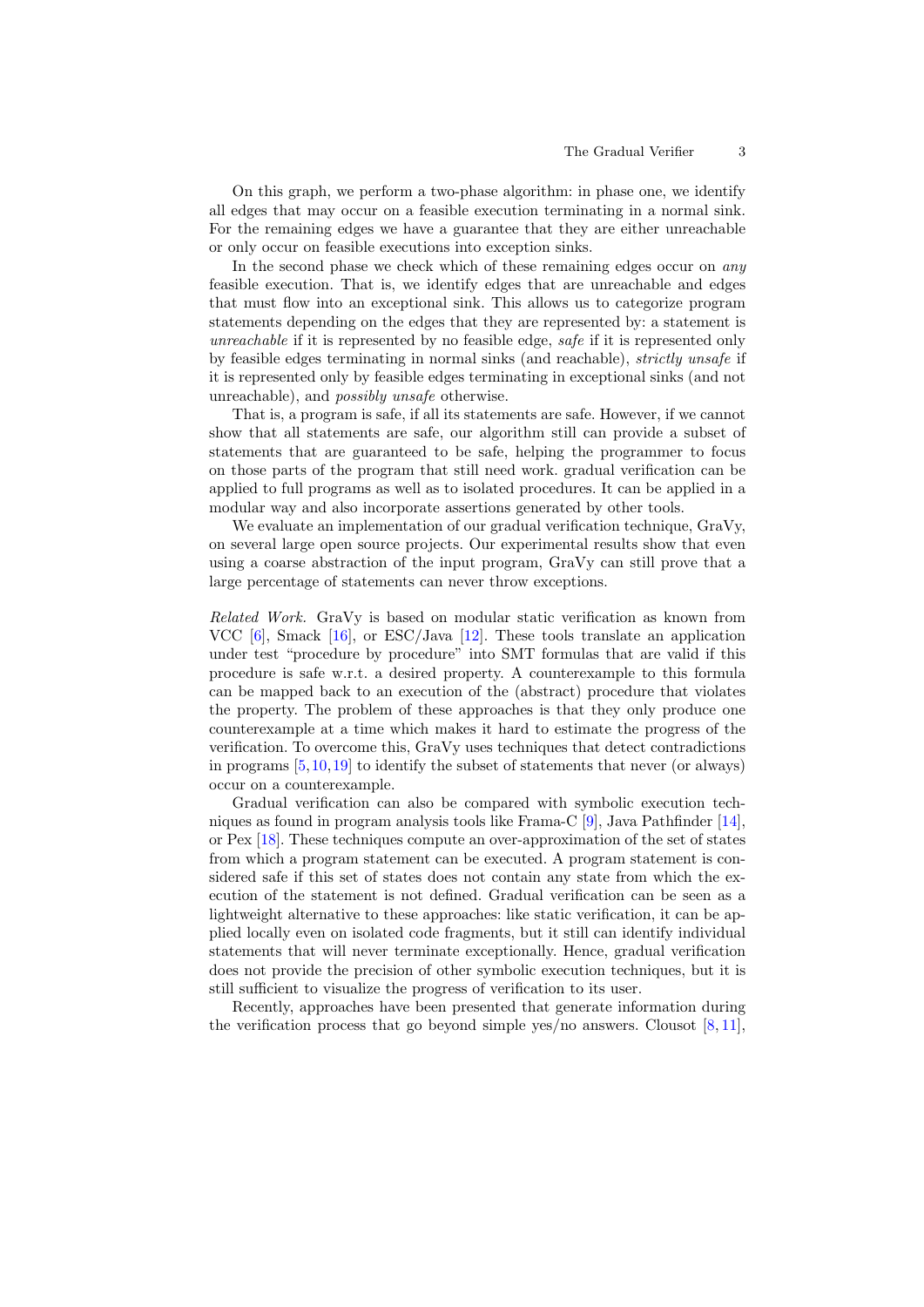On this graph, we perform a two-phase algorithm: in phase one, we identify all edges that may occur on a feasible execution terminating in a normal sink. For the remaining edges we have a guarantee that they are either unreachable or only occur on feasible executions into exception sinks.

In the second phase we check which of these remaining edges occur on *any* feasible execution. That is, we identify edges that are unreachable and edges that must flow into an exceptional sink. This allows us to categorize program statements depending on the edges that they are represented by: a statement is *unreachable* if it is represented by no feasible edge, *safe* if it is represented only by feasible edges terminating in normal sinks (and reachable), *strictly unsafe* if it is represented only by feasible edges terminating in exceptional sinks (and not unreachable), and *possibly unsafe* otherwise.

That is, a program is safe, if all its statements are safe. However, if we cannot show that all statements are safe, our algorithm still can provide a subset of statements that are guaranteed to be safe, helping the programmer to focus on those parts of the program that still need work. gradual verification can be applied to full programs as well as to isolated procedures. It can be applied in a modular way and also incorporate assertions generated by other tools.

We evaluate an implementation of our gradual verification technique, GraVy, on several large open source projects. Our experimental results show that even using a coarse abstraction of the input program, GraVy can still prove that a large percentage of statements can never throw exceptions.

*Related Work.* GraVy is based on modular static verification as known from VCC [6], Smack [16], or ESC/Java [12]. These tools translate an application under test "procedure by procedure" into SMT formulas that are valid if this procedure is safe w.r.t. a desired property. A counterexample to this formula can be mapped back to an execution of the (abstract) procedure that violates the property. The problem of these approaches is that they only produce one counterexample at a time which makes it hard to estimate the progress of the verification. To overcome this, GraVy uses techniques that detect contradictions in programs [5,10,19] to identify the subset of statements that never (or always) occur on a counterexample.

Gradual verification can also be compared with symbolic execution techniques as found in program analysis tools like Frama-C [9], Java Pathfinder [14], or Pex [18]. These techniques compute an over-approximation of the set of states from which a program statement can be executed. A program statement is considered safe if this set of states does not contain any state from which the execution of the statement is not defined. Gradual verification can be seen as a lightweight alternative to these approaches: like static verification, it can be applied locally even on isolated code fragments, but it still can identify individual statements that will never terminate exceptionally. Hence, gradual verification does not provide the precision of other symbolic execution techniques, but it is still sufficient to visualize the progress of verification to its user.

Recently, approaches have been presented that generate information during the verification process that go beyond simple yes/no answers. Clousot [8,11],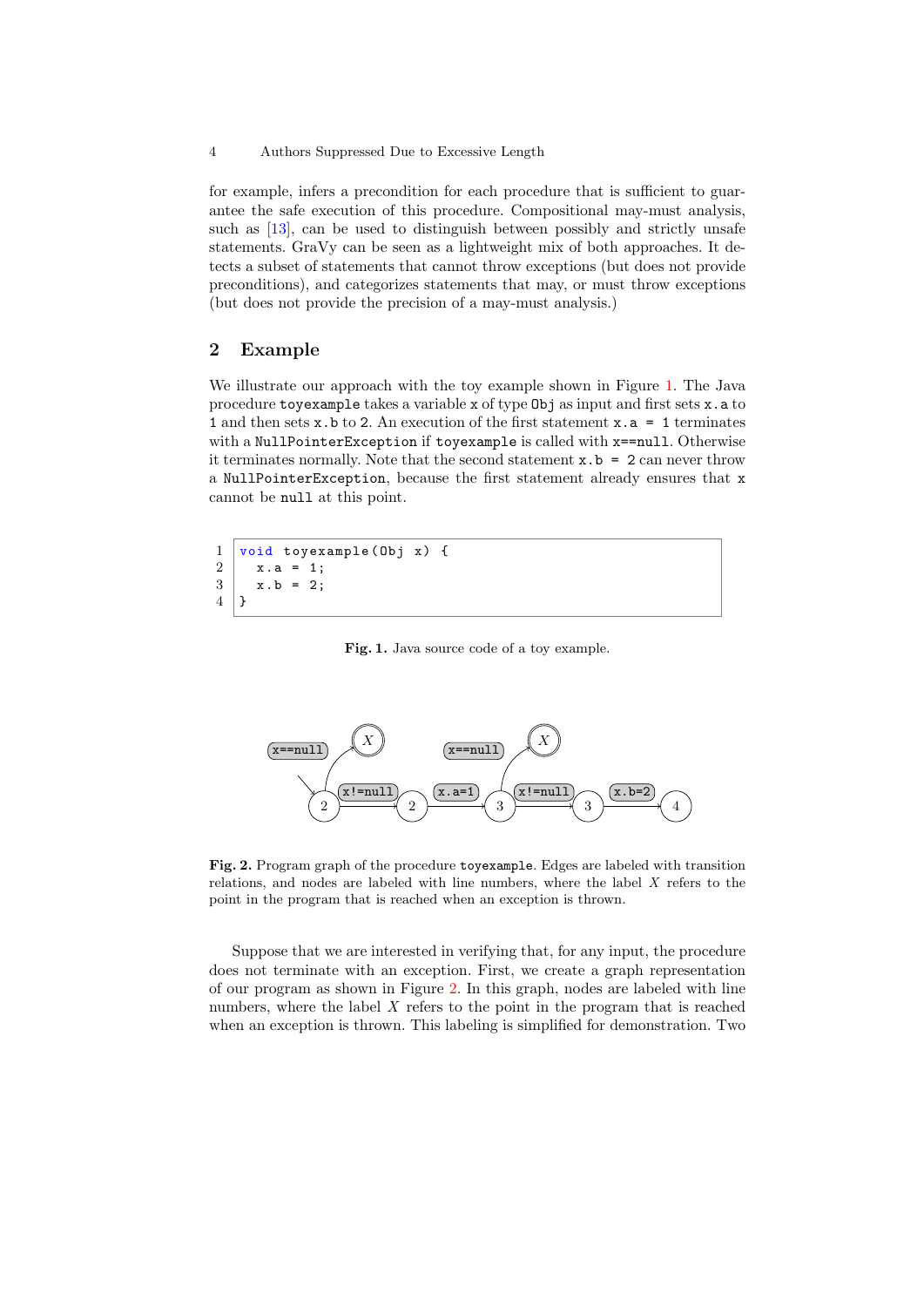for example, infers a precondition for each procedure that is sufficient to guarantee the safe execution of this procedure. Compositional may-must analysis, such as [13], can be used to distinguish between possibly and strictly unsafe statements. GraVy can be seen as a lightweight mix of both approaches. It detects a subset of statements that cannot throw exceptions (but does not provide preconditions), and categorizes statements that may, or must throw exceptions (but does not provide the precision of a may-must analysis.)

## 2 Example

We illustrate our approach with the toy example shown in Figure 1. The Java procedure `toyexample` takes a variable `x` of type `Obj` as input and first sets `x.a` to 1 and then sets `x.b` to 2. An execution of the first statement `x.a = 1` terminates with a `NullPointerException` if `toyexample` is called with `x==null`. Otherwise it terminates normally. Note that the second statement `x.b = 2` can never throw a `NullPointerException`, because the first statement already ensures that `x` cannot be `null` at this point.

```
1  void toyexample(Obj x) {
2    x.a = 1;
3    x.b = 2;
4  }
```

**Fig. 1.** Java source code of a toy example.

**Fig. 2.** Program graph of the procedure `toyexample`. Edges are labeled with transition relations, and nodes are labeled with line numbers, where the label $X$ refers to the point in the program that is reached when an exception is thrown.

Suppose that we are interested in verifying that, for any input, the procedure does not terminate with an exception. First, we create a graph representation of our program as shown in Figure 2. In this graph, nodes are labeled with line numbers, where the label $X$ refers to the point in the program that is reached when an exception is thrown. This labeling is simplified for demonstration. Two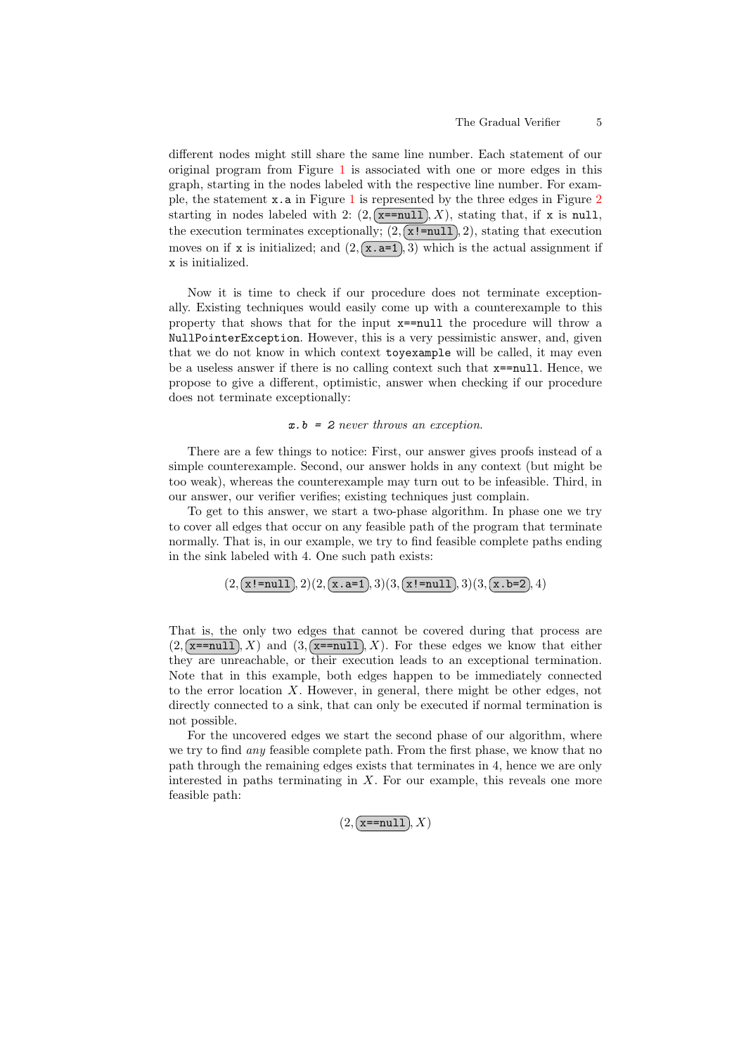different nodes might still share the same line number. Each statement of our original program from Figure 1 is associated with one or more edges in this graph, starting in the nodes labeled with the respective line number. For example, the statement `x.a` in Figure 1 is represented by the three edges in Figure 2 starting in nodes labeled with 2: $(2,$ `x==null`$, X)$, stating that, if `x` is `null`, the execution terminates exceptionally; $(2,$ `x!=null`$, 2)$, stating that execution moves on if `x` is initialized; and $(2,$ `x.a=1`$, 3)$ which is the actual assignment if `x` is initialized.

Now it is time to check if our procedure does not terminate exceptionally. Existing techniques would easily come up with a counterexample to this property that shows that for the input `x==null` the procedure will throw a `NullPointerException`. However, this is a very pessimistic answer, and, given that we do not know in which context `toyexample` will be called, it may even be a useless answer if there is no calling context such that `x==null`. Hence, we propose to give a different, optimistic, answer when checking if our procedure does not terminate exceptionally:

*`x.b = 2` never throws an exception.*

There are a few things to notice: First, our answer gives proofs instead of a simple counterexample. Second, our answer holds in any context (but might be too weak), whereas the counterexample may turn out to be infeasible. Third, in our answer, our verifier verifies; existing techniques just complain.

To get to this answer, we start a two-phase algorithm. In phase one we try to cover all edges that occur on any feasible path of the program that terminate normally. That is, in our example, we try to find feasible complete paths ending in the sink labeled with 4. One such path exists:

$(2,$ `x!=null`$, 2)(2,$ `x.a=1`$, 3)(3,$ `x!=null`$, 3)(3,$ `x.b=2`$, 4)$

That is, the only two edges that cannot be covered during that process are $(2,$ `x==null`$, X)$ and $(3,$ `x==null`$, X)$. For these edges we know that either they are unreachable, or their execution leads to an exceptional termination. Note that in this example, both edges happen to be immediately connected to the error location $X$. However, in general, there might be other edges, not directly connected to a sink, that can only be executed if normal termination is not possible.

For the uncovered edges we start the second phase of our algorithm, where we try to find *any* feasible complete path. From the first phase, we know that no path through the remaining edges exists that terminates in 4, hence we are only interested in paths terminating in $X$. For our example, this reveals one more feasible path:

$(2,$ `x==null`$, X)$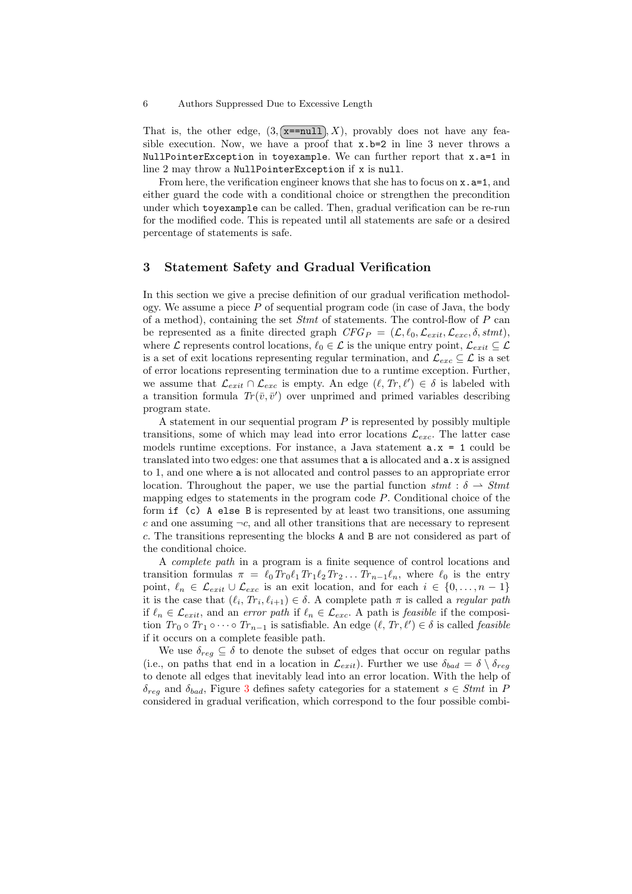That is, the other edge, $(3, \boxed{\texttt{x==null}}, X)$, provably does not have any feasible execution. Now, we have a proof that `x.b=2` in line 3 never throws a `NullPointerException` in `toyexample`. We can further report that `x.a=1` in line 2 may throw a `NullPointerException` if `x` is `null`.

From here, the verification engineer knows that she has to focus on `x.a=1`, and either guard the code with a conditional choice or strengthen the precondition under which `toyexample` can be called. Then, gradual verification can be re-run for the modified code. This is repeated until all statements are safe or a desired percentage of statements is safe.

## 3 Statement Safety and Gradual Verification

In this section we give a precise definition of our gradual verification methodology. We assume a piece $P$ of sequential program code (in case of Java, the body of a method), containing the set *Stmt* of statements. The control-flow of $P$ can be represented as a finite directed graph $CFG_P = (\mathcal{L}, \ell_0, \mathcal{L}_{exit}, \mathcal{L}_{exc}, \delta, stmt)$, where $\mathcal{L}$ represents control locations, $\ell_0 \in \mathcal{L}$ is the unique entry point, $\mathcal{L}_{exit} \subseteq \mathcal{L}$ is a set of exit locations representing regular termination, and $\mathcal{L}_{exc} \subseteq \mathcal{L}$ is a set of error locations representing termination due to a runtime exception. Further, we assume that $\mathcal{L}_{exit} \cap \mathcal{L}_{exc}$ is empty. An edge $(\ell, Tr, \ell') \in \delta$ is labeled with a transition formula $Tr(\bar{v}, \bar{v}')$ over unprimed and primed variables describing program state.

A statement in our sequential program $P$ is represented by possibly multiple transitions, some of which may lead into error locations $\mathcal{L}_{exc}$. The latter case models runtime exceptions. For instance, a Java statement `a.x = 1` could be translated into two edges: one that assumes that `a` is allocated and `a.x` is assigned to 1, and one where `a` is not allocated and control passes to an appropriate error location. Throughout the paper, we use the partial function $stmt : \delta \rightharpoonup Stmt$ mapping edges to statements in the program code $P$. Conditional choice of the form `if (c) A else B` is represented by at least two transitions, one assuming $c$ and one assuming $\neg c$, and all other transitions that are necessary to represent $c$. The transitions representing the blocks `A` and `B` are not considered as part of the conditional choice.

A *complete path* in a program is a finite sequence of control locations and transition formulas $\pi = \ell_0 \, Tr_0 \ell_1 \, Tr_1 \ell_2 \, Tr_2 \ldots Tr_{n-1} \ell_n$, where $\ell_0$ is the entry point, $\ell_n \in \mathcal{L}_{exit} \cup \mathcal{L}_{exc}$ is an exit location, and for each $i \in \{0, \ldots, n-1\}$ it is the case that $(\ell_i, Tr_i, \ell_{i+1}) \in \delta$. A complete path $\pi$ is called a *regular path* if $\ell_n \in \mathcal{L}_{exit}$, and an *error path* if $\ell_n \in \mathcal{L}_{exc}$. A path is *feasible* if the composition $Tr_0 \circ Tr_1 \circ \cdots \circ Tr_{n-1}$ is satisfiable. An edge $(\ell, Tr, \ell') \in \delta$ is called *feasible* if it occurs on a complete feasible path.

We use $\delta_{reg} \subseteq \delta$ to denote the subset of edges that occur on regular paths (i.e., on paths that end in a location in $\mathcal{L}_{exit}$). Further we use $\delta_{bad} = \delta \setminus \delta_{reg}$ to denote all edges that inevitably lead into an error location. With the help of $\delta_{reg}$ and $\delta_{bad}$, Figure 3 defines safety categories for a statement $s \in Stmt$ in $P$ considered in gradual verification, which correspond to the four possible combi-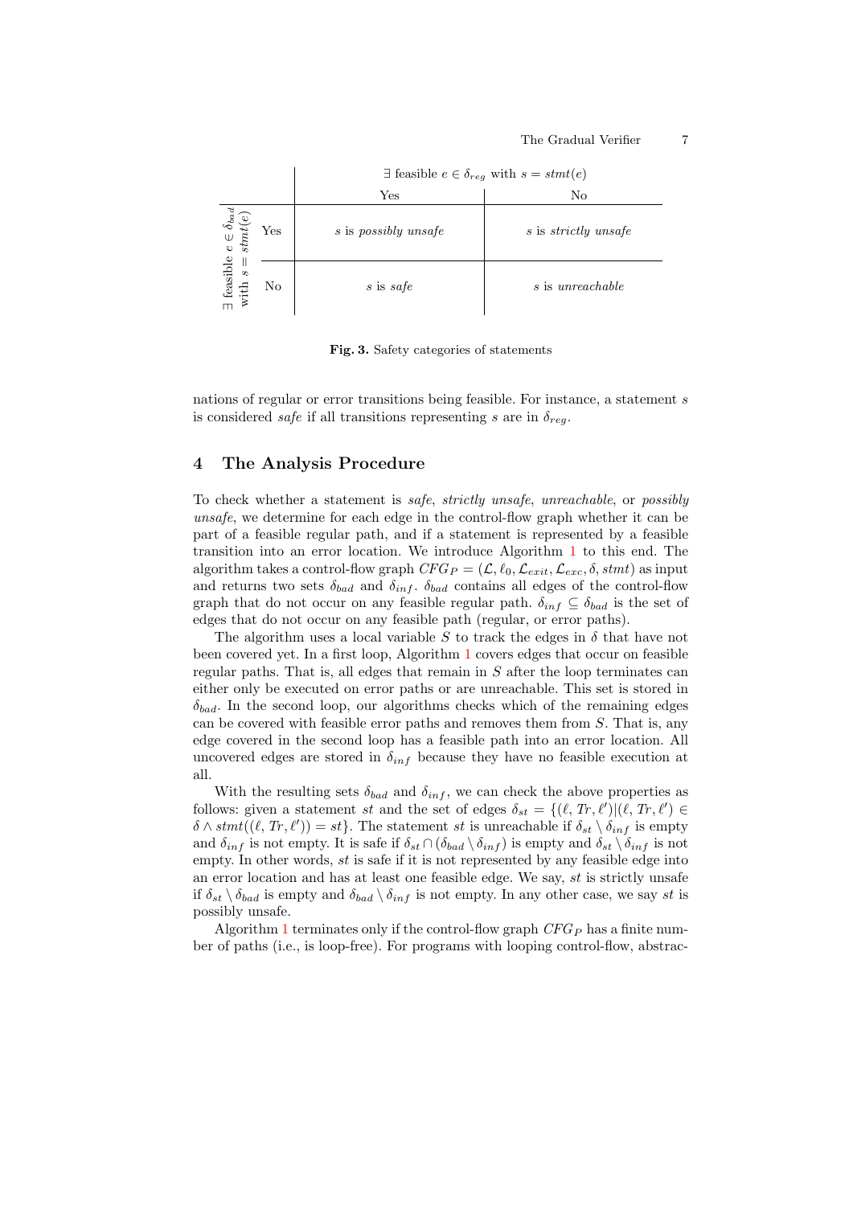| | | $\exists$ feasible $e \in \delta_{reg}$ with $s = stmt(e)$ | |
|---|---|---|---|
| | | Yes | No |
| $\exists$ feasible $e \in \delta_{bad}$ with $s = stmt(e)$ | Yes | $s$ is *possibly unsafe* | $s$ is *strictly unsafe* |
| | No | $s$ is *safe* | $s$ is *unreachable* |

**Fig. 3.** Safety categories of statements

nations of regular or error transitions being feasible. For instance, a statement $s$ is considered *safe* if all transitions representing $s$ are in $\delta_{reg}$.

## 4 The Analysis Procedure

To check whether a statement is *safe*, *strictly unsafe*, *unreachable*, or *possibly unsafe*, we determine for each edge in the control-flow graph whether it can be part of a feasible regular path, and if a statement is represented by a feasible transition into an error location. We introduce Algorithm 1 to this end. The algorithm takes a control-flow graph $CFG_P = (\mathcal{L}, \ell_0, \mathcal{L}_{exit}, \mathcal{L}_{exc}, \delta, stmt)$ as input and returns two sets $\delta_{bad}$ and $\delta_{inf}$. $\delta_{bad}$ contains all edges of the control-flow graph that do not occur on any feasible regular path. $\delta_{inf} \subseteq \delta_{bad}$ is the set of edges that do not occur on any feasible path (regular, or error paths).

The algorithm uses a local variable $S$ to track the edges in $\delta$ that have not been covered yet. In a first loop, Algorithm 1 covers edges that occur on feasible regular paths. That is, all edges that remain in $S$ after the loop terminates can either only be executed on error paths or are unreachable. This set is stored in $\delta_{bad}$. In the second loop, our algorithms checks which of the remaining edges can be covered with feasible error paths and removes them from $S$. That is, any edge covered in the second loop has a feasible path into an error location. All uncovered edges are stored in $\delta_{inf}$ because they have no feasible execution at all.

With the resulting sets $\delta_{bad}$ and $\delta_{inf}$, we can check the above properties as follows: given a statement $st$ and the set of edges $\delta_{st} = \{(\ell, Tr, \ell') | (\ell, Tr, \ell') \in \delta \wedge stmt((\ell, Tr, \ell')) = st\}$. The statement $st$ is unreachable if $\delta_{st} \setminus \delta_{inf}$ is empty and $\delta_{inf}$ is not empty. It is safe if $\delta_{st} \cap (\delta_{bad} \setminus \delta_{inf})$ is empty and $\delta_{st} \setminus \delta_{inf}$ is not empty. In other words, $st$ is safe if it is not represented by any feasible edge into an error location and has at least one feasible edge. We say, $st$ is strictly unsafe if $\delta_{st} \setminus \delta_{bad}$ is empty and $\delta_{bad} \setminus \delta_{inf}$ is not empty. In any other case, we say $st$ is possibly unsafe.

Algorithm 1 terminates only if the control-flow graph $CFG_P$ has a finite number of paths (i.e., is loop-free). For programs with looping control-flow, abstrac-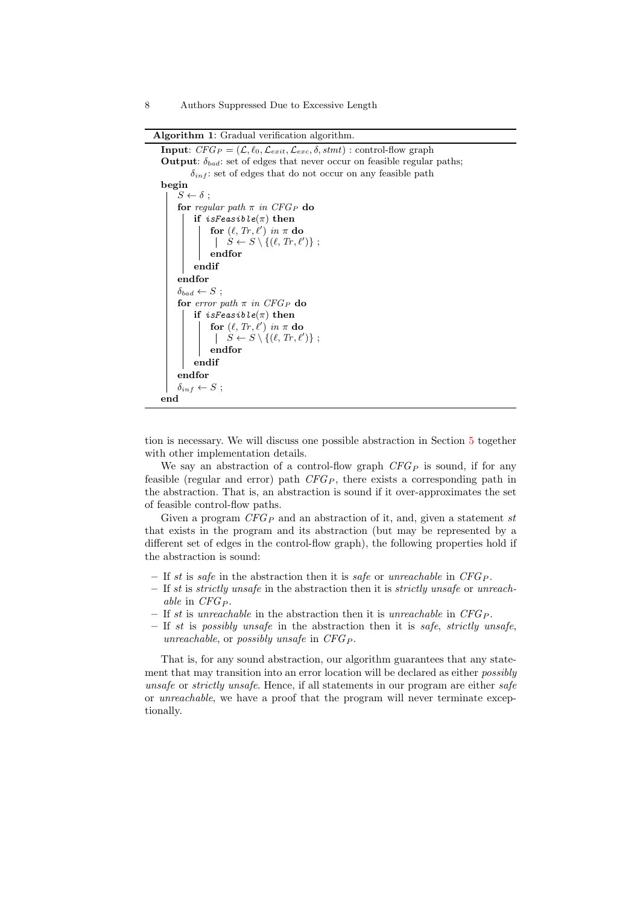**Algorithm 1**: Gradual verification algorithm.

```
Input: CFG_P = (L, ℓ_0, L_exit, L_exc, δ, stmt) : control-flow graph
Output: δ_bad: set of edges that never occur on feasible regular paths;
        δ_inf: set of edges that do not occur on any feasible path
begin
    S ← δ ;
    for regular path π in CFG_P do
        if isFeasible(π) then
            for (ℓ, Tr, ℓ') in π do
                S ← S \ {(ℓ, Tr, ℓ')} ;
            endfor
        endif
    endfor
    δ_bad ← S ;
    for error path π in CFG_P do
        if isFeasible(π) then
            for (ℓ, Tr, ℓ') in π do
                S ← S \ {(ℓ, Tr, ℓ')} ;
            endfor
        endif
    endfor
    δ_inf ← S ;
end
```

tion is necessary. We will discuss one possible abstraction in Section 5 together with other implementation details.

We say an abstraction of a control-flow graph $CFG_P$ is sound, if for any feasible (regular and error) path $CFG_P$, there exists a corresponding path in the abstraction. That is, an abstraction is sound if it over-approximates the set of feasible control-flow paths.

Given a program $CFG_P$ and an abstraction of it, and, given a statement *st* that exists in the program and its abstraction (but may be represented by a different set of edges in the control-flow graph), the following properties hold if the abstraction is sound:

- If *st* is *safe* in the abstraction then it is *safe* or *unreachable* in $CFG_P$.
- If *st* is *strictly unsafe* in the abstraction then it is *strictly unsafe* or *unreachable* in $CFG_P$.
- If *st* is *unreachable* in the abstraction then it is *unreachable* in $CFG_P$.
- If *st* is *possibly unsafe* in the abstraction then it is *safe*, *strictly unsafe*, *unreachable*, or *possibly unsafe* in $CFG_P$.

That is, for any sound abstraction, our algorithm guarantees that any statement that may transition into an error location will be declared as either *possibly unsafe* or *strictly unsafe*. Hence, if all statements in our program are either *safe* or *unreachable*, we have a proof that the program will never terminate exceptionally.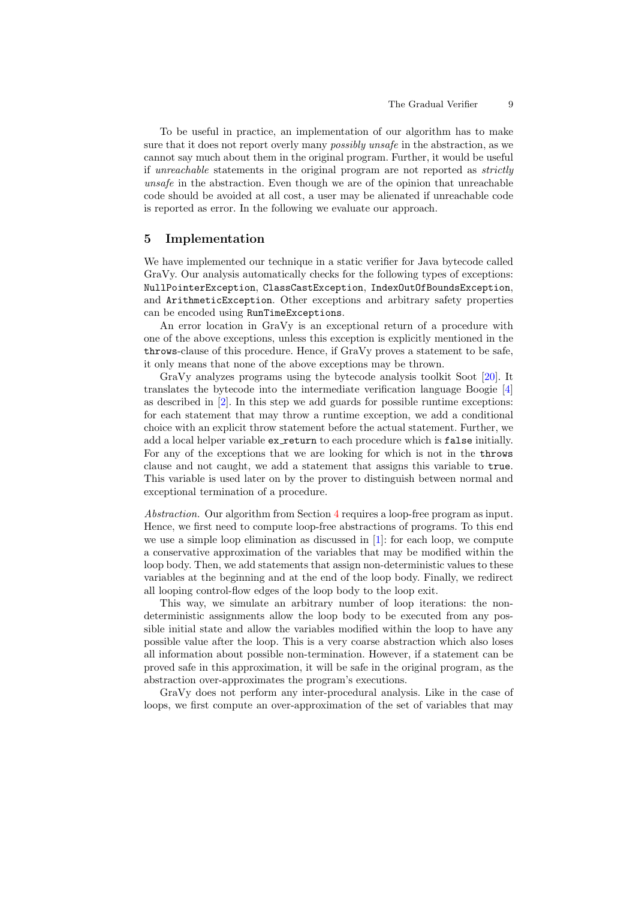To be useful in practice, an implementation of our algorithm has to make sure that it does not report overly many *possibly unsafe* in the abstraction, as we cannot say much about them in the original program. Further, it would be useful if *unreachable* statements in the original program are not reported as *strictly unsafe* in the abstraction. Even though we are of the opinion that unreachable code should be avoided at all cost, a user may be alienated if unreachable code is reported as error. In the following we evaluate our approach.

## 5 Implementation

We have implemented our technique in a static verifier for Java bytecode called GraVy. Our analysis automatically checks for the following types of exceptions: `NullPointerException`, `ClassCastException`, `IndexOutOfBoundsException`, and `ArithmeticException`. Other exceptions and arbitrary safety properties can be encoded using `RunTimeExceptions`.

An error location in GraVy is an exceptional return of a procedure with one of the above exceptions, unless this exception is explicitly mentioned in the `throws`-clause of this procedure. Hence, if GraVy proves a statement to be safe, it only means that none of the above exceptions may be thrown.

GraVy analyzes programs using the bytecode analysis toolkit Soot [20]. It translates the bytecode into the intermediate verification language Boogie [4] as described in [2]. In this step we add guards for possible runtime exceptions: for each statement that may throw a runtime exception, we add a conditional choice with an explicit throw statement before the actual statement. Further, we add a local helper variable `ex_return` to each procedure which is `false` initially. For any of the exceptions that we are looking for which is not in the `throws` clause and not caught, we add a statement that assigns this variable to `true`. This variable is used later on by the prover to distinguish between normal and exceptional termination of a procedure.

*Abstraction.* Our algorithm from Section 4 requires a loop-free program as input. Hence, we first need to compute loop-free abstractions of programs. To this end we use a simple loop elimination as discussed in [1]: for each loop, we compute a conservative approximation of the variables that may be modified within the loop body. Then, we add statements that assign non-deterministic values to these variables at the beginning and at the end of the loop body. Finally, we redirect all looping control-flow edges of the loop body to the loop exit.

This way, we simulate an arbitrary number of loop iterations: the non-deterministic assignments allow the loop body to be executed from any possible initial state and allow the variables modified within the loop to have any possible value after the loop. This is a very coarse abstraction which also loses all information about possible non-termination. However, if a statement can be proved safe in this approximation, it will be safe in the original program, as the abstraction over-approximates the program's executions.

GraVy does not perform any inter-procedural analysis. Like in the case of loops, we first compute an over-approximation of the set of variables that may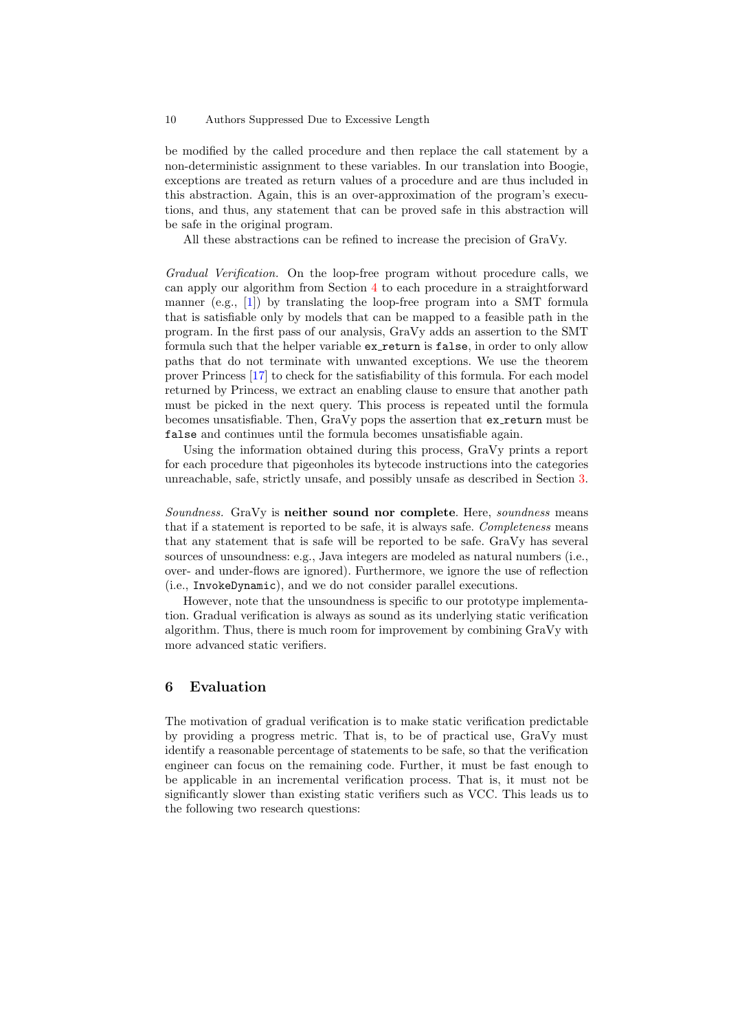be modified by the called procedure and then replace the call statement by a non-deterministic assignment to these variables. In our translation into Boogie, exceptions are treated as return values of a procedure and are thus included in this abstraction. Again, this is an over-approximation of the program's executions, and thus, any statement that can be proved safe in this abstraction will be safe in the original program.

All these abstractions can be refined to increase the precision of GraVy.

*Gradual Verification.* On the loop-free program without procedure calls, we can apply our algorithm from Section 4 to each procedure in a straightforward manner (e.g., [1]) by translating the loop-free program into a SMT formula that is satisfiable only by models that can be mapped to a feasible path in the program. In the first pass of our analysis, GraVy adds an assertion to the SMT formula such that the helper variable `ex_return` is `false`, in order to only allow paths that do not terminate with unwanted exceptions. We use the theorem prover Princess [17] to check for the satisfiability of this formula. For each model returned by Princess, we extract an enabling clause to ensure that another path must be picked in the next query. This process is repeated until the formula becomes unsatisfiable. Then, GraVy pops the assertion that `ex_return` must be `false` and continues until the formula becomes unsatisfiable again.

Using the information obtained during this process, GraVy prints a report for each procedure that pigeonholes its bytecode instructions into the categories unreachable, safe, strictly unsafe, and possibly unsafe as described in Section 3.

*Soundness.* GraVy is **neither sound nor complete**. Here, *soundness* means that if a statement is reported to be safe, it is always safe. *Completeness* means that any statement that is safe will be reported to be safe. GraVy has several sources of unsoundness: e.g., Java integers are modeled as natural numbers (i.e., over- and under-flows are ignored). Furthermore, we ignore the use of reflection (i.e., `InvokeDynamic`), and we do not consider parallel executions.

However, note that the unsoundness is specific to our prototype implementation. Gradual verification is always as sound as its underlying static verification algorithm. Thus, there is much room for improvement by combining GraVy with more advanced static verifiers.

## 6 Evaluation

The motivation of gradual verification is to make static verification predictable by providing a progress metric. That is, to be of practical use, GraVy must identify a reasonable percentage of statements to be safe, so that the verification engineer can focus on the remaining code. Further, it must be fast enough to be applicable in an incremental verification process. That is, it must not be significantly slower than existing static verifiers such as VCC. This leads us to the following two research questions: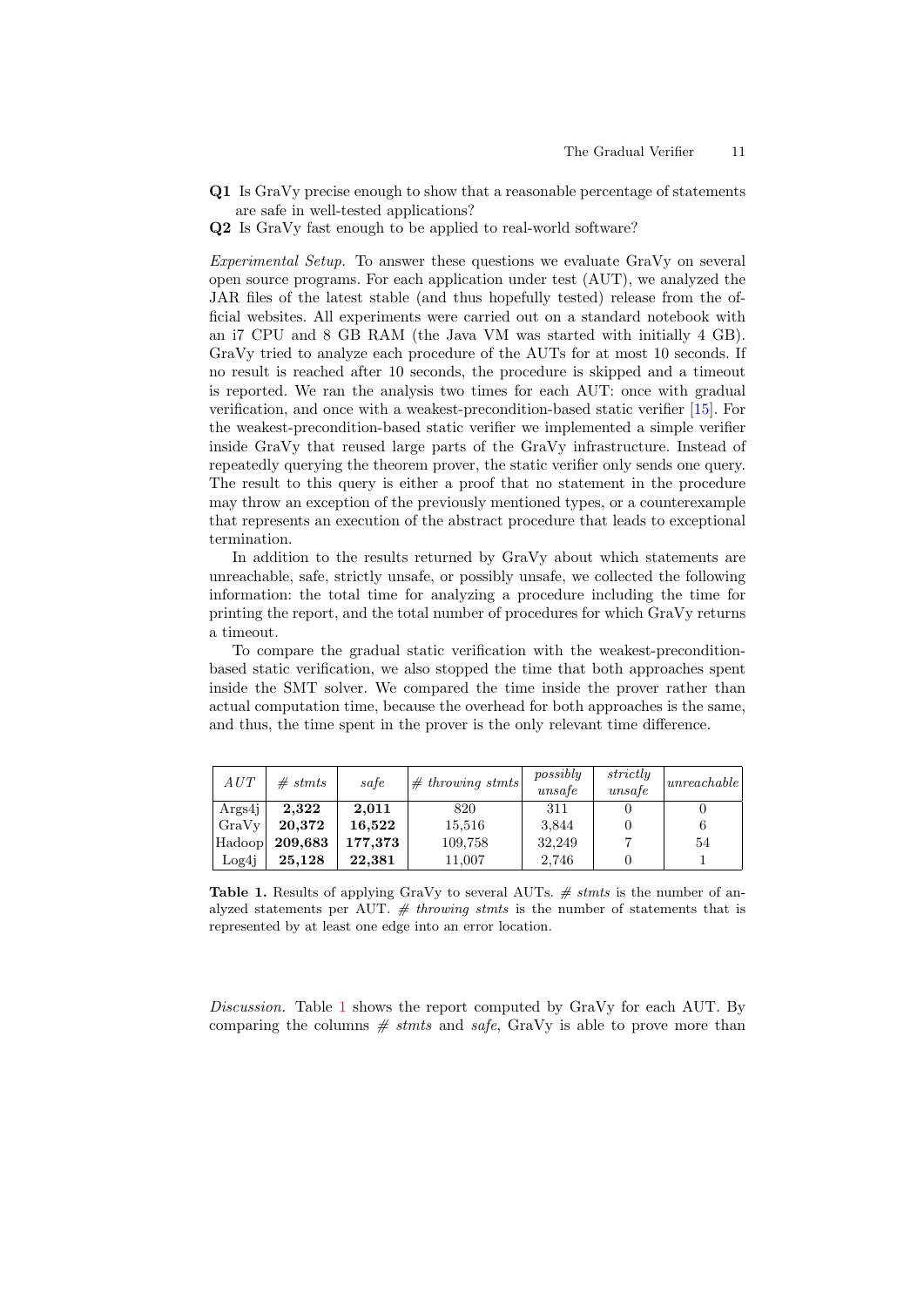**Q1** Is GraVy precise enough to show that a reasonable percentage of statements are safe in well-tested applications?

**Q2** Is GraVy fast enough to be applied to real-world software?

*Experimental Setup.* To answer these questions we evaluate GraVy on several open source programs. For each application under test (AUT), we analyzed the JAR files of the latest stable (and thus hopefully tested) release from the official websites. All experiments were carried out on a standard notebook with an i7 CPU and 8 GB RAM (the Java VM was started with initially 4 GB). GraVy tried to analyze each procedure of the AUTs for at most 10 seconds. If no result is reached after 10 seconds, the procedure is skipped and a timeout is reported. We ran the analysis two times for each AUT: once with gradual verification, and once with a weakest-precondition-based static verifier [15]. For the weakest-precondition-based static verifier we implemented a simple verifier inside GraVy that reused large parts of the GraVy infrastructure. Instead of repeatedly querying the theorem prover, the static verifier only sends one query. The result to this query is either a proof that no statement in the procedure may throw an exception of the previously mentioned types, or a counterexample that represents an execution of the abstract procedure that leads to exceptional termination.

In addition to the results returned by GraVy about which statements are unreachable, safe, strictly unsafe, or possibly unsafe, we collected the following information: the total time for analyzing a procedure including the time for printing the report, and the total number of procedures for which GraVy returns a timeout.

To compare the gradual static verification with the weakest-precondition-based static verification, we also stopped the time that both approaches spent inside the SMT solver. We compared the time inside the prover rather than actual computation time, because the overhead for both approaches is the same, and thus, the time spent in the prover is the only relevant time difference.

| *AUT* | *# stmts* | *safe* | *# throwing stmts* | *possibly unsafe* | *strictly unsafe* | *unreachable* |
|---|---|---|---|---|---|---|
| Args4j | **2,322** | **2,011** | 820 | 311 | 0 | 0 |
| GraVy | **20,372** | **16,522** | 15,516 | 3,844 | 0 | 6 |
| Hadoop | **209,683** | **177,373** | 109,758 | 32,249 | 7 | 54 |
| Log4j | **25,128** | **22,381** | 11,007 | 2,746 | 0 | 1 |

**Table 1.** Results of applying GraVy to several AUTs. *# stmts* is the number of analyzed statements per AUT. *# throwing stmts* is the number of statements that is represented by at least one edge into an error location.

*Discussion.* Table 1 shows the report computed by GraVy for each AUT. By comparing the columns *# stmts* and *safe*, GraVy is able to prove more than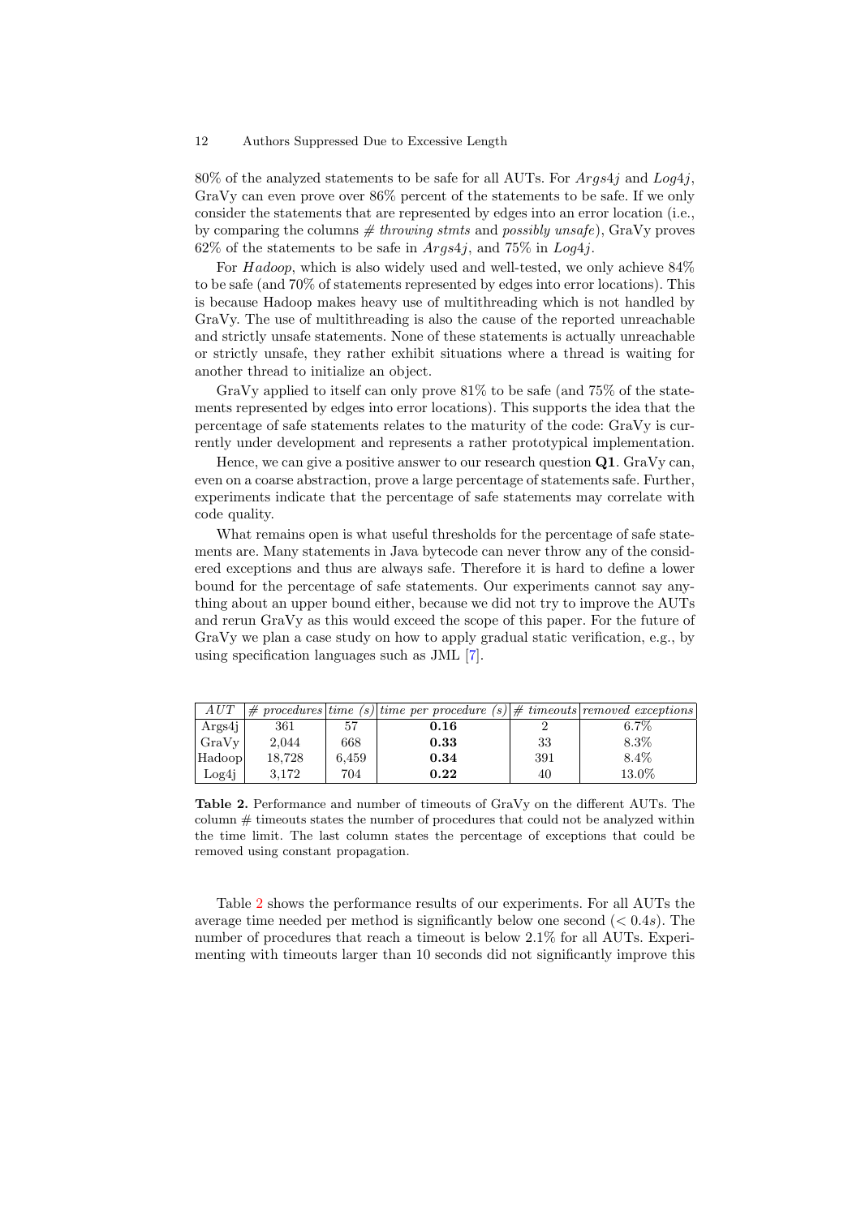80% of the analyzed statements to be safe for all AUTs. For *Args4j* and *Log4j*, GraVy can even prove over 86% percent of the statements to be safe. If we only consider the statements that are represented by edges into an error location (i.e., by comparing the columns *# throwing stmts* and *possibly unsafe*), GraVy proves 62% of the statements to be safe in *Args4j*, and 75% in *Log4j*.

For *Hadoop*, which is also widely used and well-tested, we only achieve 84% to be safe (and 70% of statements represented by edges into error locations). This is because Hadoop makes heavy use of multithreading which is not handled by GraVy. The use of multithreading is also the cause of the reported unreachable and strictly unsafe statements. None of these statements is actually unreachable or strictly unsafe, they rather exhibit situations where a thread is waiting for another thread to initialize an object.

GraVy applied to itself can only prove 81% to be safe (and 75% of the statements represented by edges into error locations). This supports the idea that the percentage of safe statements relates to the maturity of the code: GraVy is currently under development and represents a rather prototypical implementation.

Hence, we can give a positive answer to our research question **Q1**. GraVy can, even on a coarse abstraction, prove a large percentage of statements safe. Further, experiments indicate that the percentage of safe statements may correlate with code quality.

What remains open is what useful thresholds for the percentage of safe statements are. Many statements in Java bytecode can never throw any of the considered exceptions and thus are always safe. Therefore it is hard to define a lower bound for the percentage of safe statements. Our experiments cannot say anything about an upper bound either, because we did not try to improve the AUTs and rerun GraVy as this would exceed the scope of this paper. For the future of GraVy we plan a case study on how to apply gradual static verification, e.g., by using specification languages such as JML [7].

| *AUT* | *# procedures* | *time (s)* | *time per procedure (s)* | *# timeouts* | *removed exceptions* |
|---|---|---|---|---|---|
| Args4j | 361 | 57 | **0.16** | 2 | 6.7% |
| GraVy | 2,044 | 668 | **0.33** | 33 | 8.3% |
| Hadoop | 18,728 | 6,459 | **0.34** | 391 | 8.4% |
| Log4j | 3,172 | 704 | **0.22** | 40 | 13.0% |

**Table 2.** Performance and number of timeouts of GraVy on the different AUTs. The column # timeouts states the number of procedures that could not be analyzed within the time limit. The last column states the percentage of exceptions that could be removed using constant propagation.

Table 2 shows the performance results of our experiments. For all AUTs the average time needed per method is significantly below one second ($< 0.4s$). The number of procedures that reach a timeout is below 2.1% for all AUTs. Experimenting with timeouts larger than 10 seconds did not significantly improve this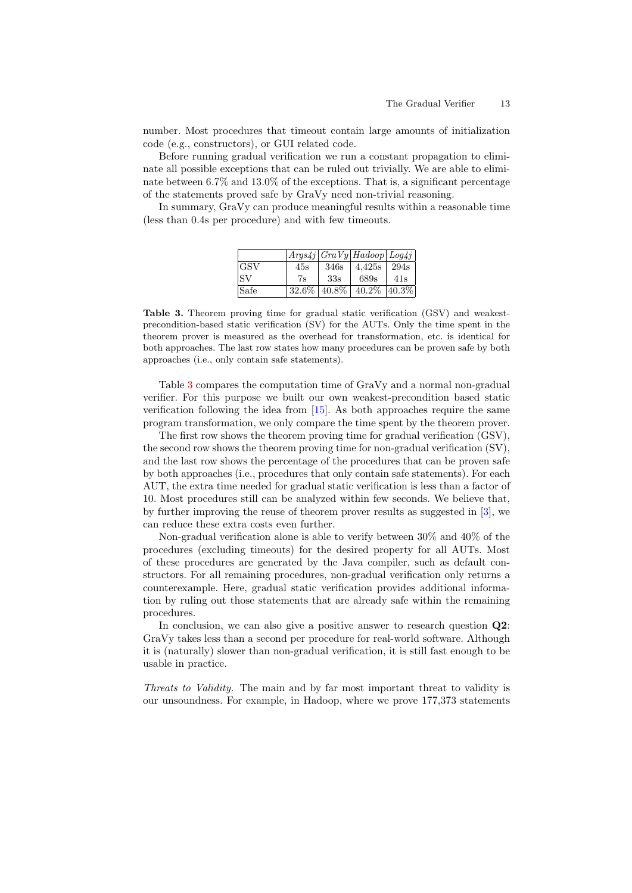number. Most procedures that timeout contain large amounts of initialization code (e.g., constructors), or GUI related code.

Before running gradual verification we run a constant propagation to eliminate all possible exceptions that can be ruled out trivially. We are able to eliminate between 6.7% and 13.0% of the exceptions. That is, a significant percentage of the statements proved safe by GraVy need non-trivial reasoning.

In summary, GraVy can produce meaningful results within a reasonable time (less than 0.4s per procedure) and with few timeouts.

| | *Args4j* | *GraVy* | *Hadoop* | *Log4j* |
|---|---|---|---|---|
| GSV | 45s | 346s | 4,425s | 294s |
| SV | 7s | 33s | 689s | 41s |
| Safe | 32.6% | 40.8% | 40.2% | 40.3% |

**Table 3.** Theorem proving time for gradual static verification (GSV) and weakest-precondition-based static verification (SV) for the AUTs. Only the time spent in the theorem prover is measured as the overhead for transformation, etc. is identical for both approaches. The last row states how many procedures can be proven safe by both approaches (i.e., only contain safe statements).

Table 3 compares the computation time of GraVy and a normal non-gradual verifier. For this purpose we built our own weakest-precondition based static verification following the idea from [15]. As both approaches require the same program transformation, we only compare the time spent by the theorem prover.

The first row shows the theorem proving time for gradual verification (GSV), the second row shows the theorem proving time for non-gradual verification (SV), and the last row shows the percentage of the procedures that can be proven safe by both approaches (i.e., procedures that only contain safe statements). For each AUT, the extra time needed for gradual static verification is less than a factor of 10. Most procedures still can be analyzed within few seconds. We believe that, by further improving the reuse of theorem prover results as suggested in [3], we can reduce these extra costs even further.

Non-gradual verification alone is able to verify between 30% and 40% of the procedures (excluding timeouts) for the desired property for all AUTs. Most of these procedures are generated by the Java compiler, such as default constructors. For all remaining procedures, non-gradual verification only returns a counterexample. Here, gradual static verification provides additional information by ruling out those statements that are already safe within the remaining procedures.

In conclusion, we can also give a positive answer to research question **Q2**: GraVy takes less than a second per procedure for real-world software. Although it is (naturally) slower than non-gradual verification, it is still fast enough to be usable in practice.

*Threats to Validity.* The main and by far most important threat to validity is our unsoundness. For example, in Hadoop, where we prove 177,373 statements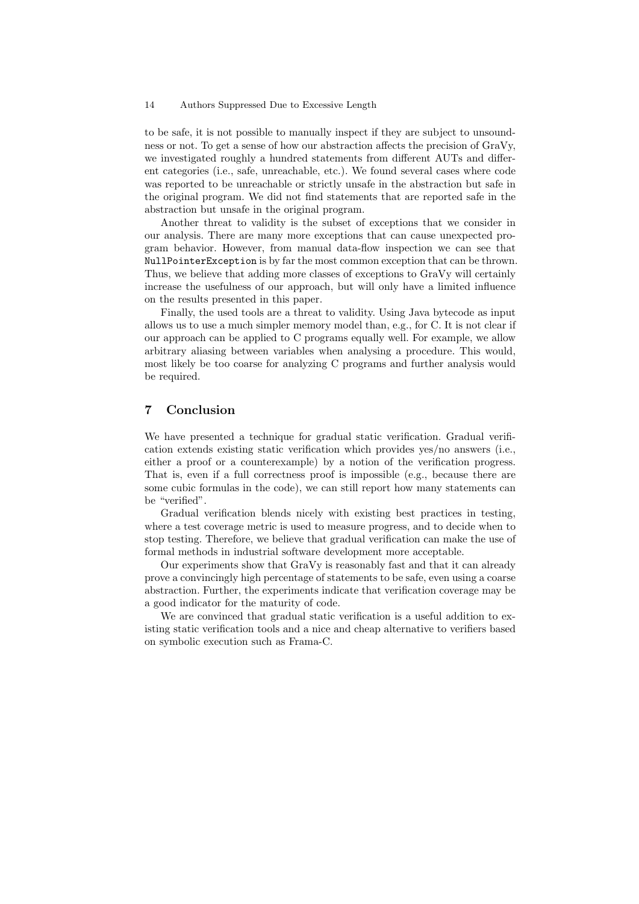to be safe, it is not possible to manually inspect if they are subject to unsoundness or not. To get a sense of how our abstraction affects the precision of GraVy, we investigated roughly a hundred statements from different AUTs and different categories (i.e., safe, unreachable, etc.). We found several cases where code was reported to be unreachable or strictly unsafe in the abstraction but safe in the original program. We did not find statements that are reported safe in the abstraction but unsafe in the original program.

Another threat to validity is the subset of exceptions that we consider in our analysis. There are many more exceptions that can cause unexpected program behavior. However, from manual data-flow inspection we can see that `NullPointerException` is by far the most common exception that can be thrown. Thus, we believe that adding more classes of exceptions to GraVy will certainly increase the usefulness of our approach, but will only have a limited influence on the results presented in this paper.

Finally, the used tools are a threat to validity. Using Java bytecode as input allows us to use a much simpler memory model than, e.g., for C. It is not clear if our approach can be applied to C programs equally well. For example, we allow arbitrary aliasing between variables when analysing a procedure. This would, most likely be too coarse for analyzing C programs and further analysis would be required.

## 7 Conclusion

We have presented a technique for gradual static verification. Gradual verification extends existing static verification which provides yes/no answers (i.e., either a proof or a counterexample) by a notion of the verification progress. That is, even if a full correctness proof is impossible (e.g., because there are some cubic formulas in the code), we can still report how many statements can be "verified".

Gradual verification blends nicely with existing best practices in testing, where a test coverage metric is used to measure progress, and to decide when to stop testing. Therefore, we believe that gradual verification can make the use of formal methods in industrial software development more acceptable.

Our experiments show that GraVy is reasonably fast and that it can already prove a convincingly high percentage of statements to be safe, even using a coarse abstraction. Further, the experiments indicate that verification coverage may be a good indicator for the maturity of code.

We are convinced that gradual static verification is a useful addition to existing static verification tools and a nice and cheap alternative to verifiers based on symbolic execution such as Frama-C.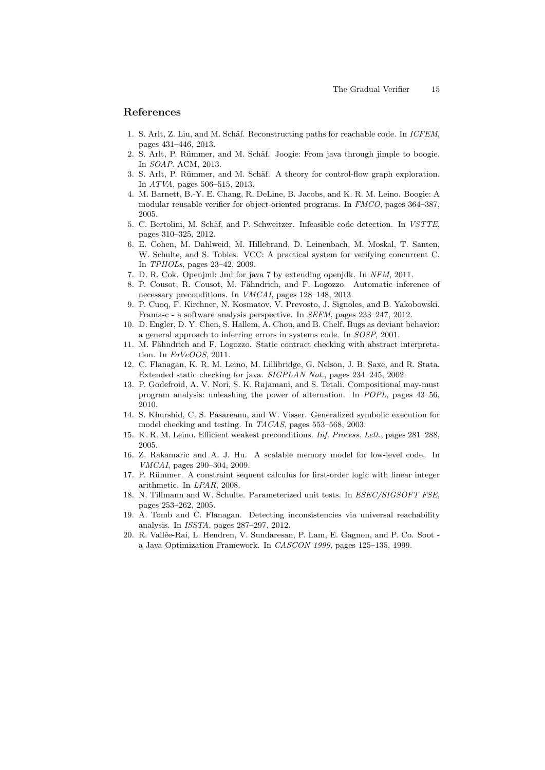## References

1. S. Arlt, Z. Liu, and M. Schäf. Reconstructing paths for reachable code. In *ICFEM*, pages 431–446, 2013.
2. S. Arlt, P. Rümmer, and M. Schäf. Joogie: From java through jimple to boogie. In *SOAP*. ACM, 2013.
3. S. Arlt, P. Rümmer, and M. Schäf. A theory for control-flow graph exploration. In *ATVA*, pages 506–515, 2013.
4. M. Barnett, B.-Y. E. Chang, R. DeLine, B. Jacobs, and K. R. M. Leino. Boogie: A modular reusable verifier for object-oriented programs. In *FMCO*, pages 364–387, 2005.
5. C. Bertolini, M. Schäf, and P. Schweitzer. Infeasible code detection. In *VSTTE*, pages 310–325, 2012.
6. E. Cohen, M. Dahlweid, M. Hillebrand, D. Leinenbach, M. Moskal, T. Santen, W. Schulte, and S. Tobies. VCC: A practical system for verifying concurrent C. In *TPHOLs*, pages 23–42, 2009.
7. D. R. Cok. Openjml: Jml for java 7 by extending openjdk. In *NFM*, 2011.
8. P. Cousot, R. Cousot, M. Fähndrich, and F. Logozzo. Automatic inference of necessary preconditions. In *VMCAI*, pages 128–148, 2013.
9. P. Cuoq, F. Kirchner, N. Kosmatov, V. Prevosto, J. Signoles, and B. Yakobowski. Frama-c - a software analysis perspective. In *SEFM*, pages 233–247, 2012.
10. D. Engler, D. Y. Chen, S. Hallem, A. Chou, and B. Chelf. Bugs as deviant behavior: a general approach to inferring errors in systems code. In *SOSP*, 2001.
11. M. Fähndrich and F. Logozzo. Static contract checking with abstract interpretation. In *FoVeOOS*, 2011.
12. C. Flanagan, K. R. M. Leino, M. Lillibridge, G. Nelson, J. B. Saxe, and R. Stata. Extended static checking for java. *SIGPLAN Not.*, pages 234–245, 2002.
13. P. Godefroid, A. V. Nori, S. K. Rajamani, and S. Tetali. Compositional may-must program analysis: unleashing the power of alternation. In *POPL*, pages 43–56, 2010.
14. S. Khurshid, C. S. Pasareanu, and W. Visser. Generalized symbolic execution for model checking and testing. In *TACAS*, pages 553–568, 2003.
15. K. R. M. Leino. Efficient weakest preconditions. *Inf. Process. Lett.*, pages 281–288, 2005.
16. Z. Rakamaric and A. J. Hu. A scalable memory model for low-level code. In *VMCAI*, pages 290–304, 2009.
17. P. Rümmer. A constraint sequent calculus for first-order logic with linear integer arithmetic. In *LPAR*, 2008.
18. N. Tillmann and W. Schulte. Parameterized unit tests. In *ESEC/SIGSOFT FSE*, pages 253–262, 2005.
19. A. Tomb and C. Flanagan. Detecting inconsistencies via universal reachability analysis. In *ISSTA*, pages 287–297, 2012.
20. R. Vallée-Rai, L. Hendren, V. Sundaresan, P. Lam, E. Gagnon, and P. Co. Soot - a Java Optimization Framework. In *CASCON 1999*, pages 125–135, 1999.